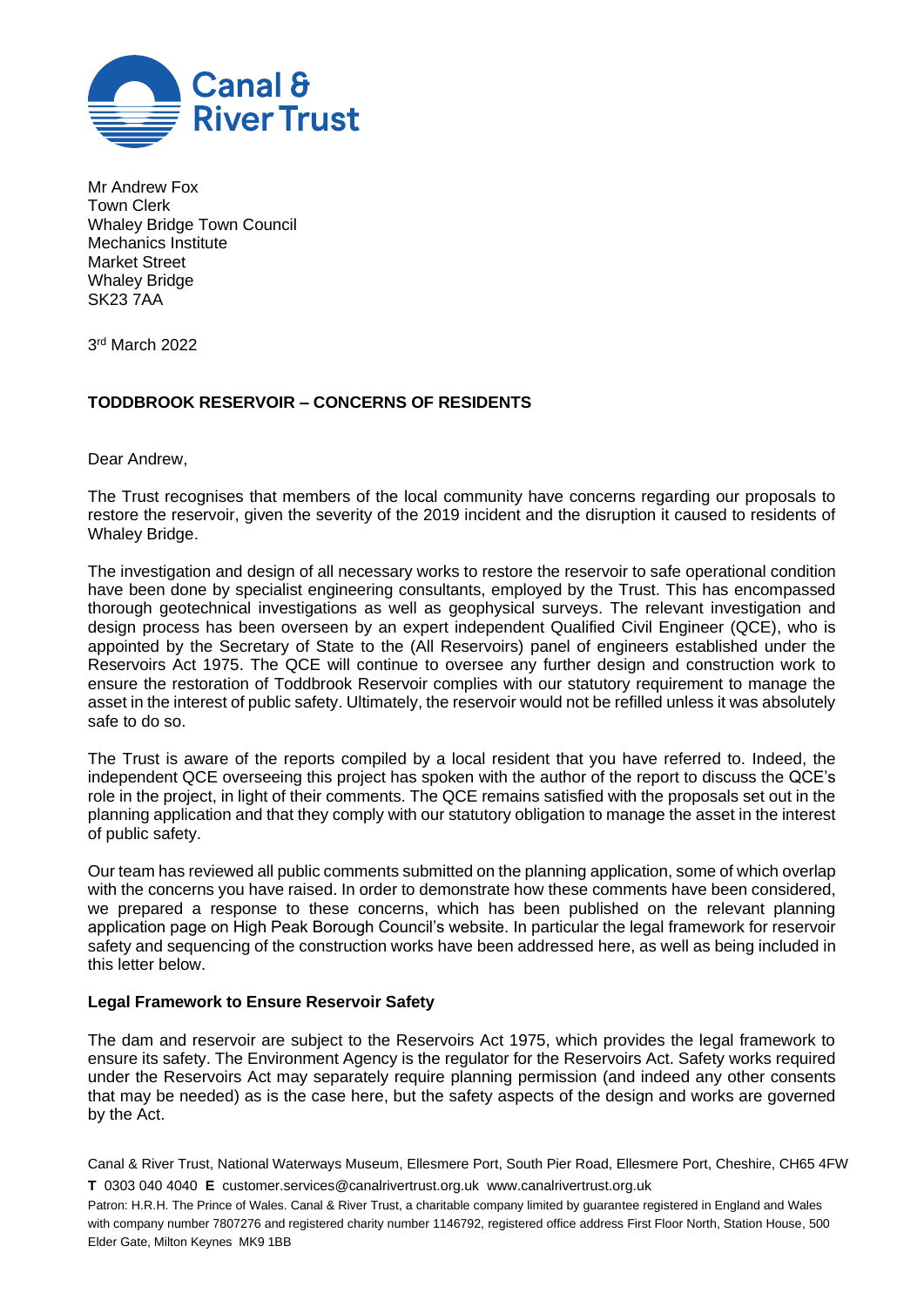Mr Andrew Fox
Town Clerk
Whaley Bridge Town Council
Mechanics Institute
Market Street
Whaley Bridge
SK23 7AA

3rd March 2022

**TODDBROOK RESERVOIR – CONCERNS OF RESIDENTS**

Dear Andrew,

The Trust recognises that members of the local community have concerns regarding our proposals to restore the reservoir, given the severity of the 2019 incident and the disruption it caused to residents of Whaley Bridge.

The investigation and design of all necessary works to restore the reservoir to safe operational condition have been done by specialist engineering consultants, employed by the Trust. This has encompassed thorough geotechnical investigations as well as geophysical surveys. The relevant investigation and design process has been overseen by an expert independent Qualified Civil Engineer (QCE), who is appointed by the Secretary of State to the (All Reservoirs) panel of engineers established under the Reservoirs Act 1975. The QCE will continue to oversee any further design and construction work to ensure the restoration of Toddbrook Reservoir complies with our statutory requirement to manage the asset in the interest of public safety. Ultimately, the reservoir would not be refilled unless it was absolutely safe to do so.

The Trust is aware of the reports compiled by a local resident that you have referred to. Indeed, the independent QCE overseeing this project has spoken with the author of the report to discuss the QCE's role in the project, in light of their comments. The QCE remains satisfied with the proposals set out in the planning application and that they comply with our statutory obligation to manage the asset in the interest of public safety.

Our team has reviewed all public comments submitted on the planning application, some of which overlap with the concerns you have raised. In order to demonstrate how these comments have been considered, we prepared a response to these concerns, which has been published on the relevant planning application page on High Peak Borough Council's website. In particular the legal framework for reservoir safety and sequencing of the construction works have been addressed here, as well as being included in this letter below.

**Legal Framework to Ensure Reservoir Safety**

The dam and reservoir are subject to the Reservoirs Act 1975, which provides the legal framework to ensure its safety. The Environment Agency is the regulator for the Reservoirs Act. Safety works required under the Reservoirs Act may separately require planning permission (and indeed any other consents that may be needed) as is the case here, but the safety aspects of the design and works are governed by the Act.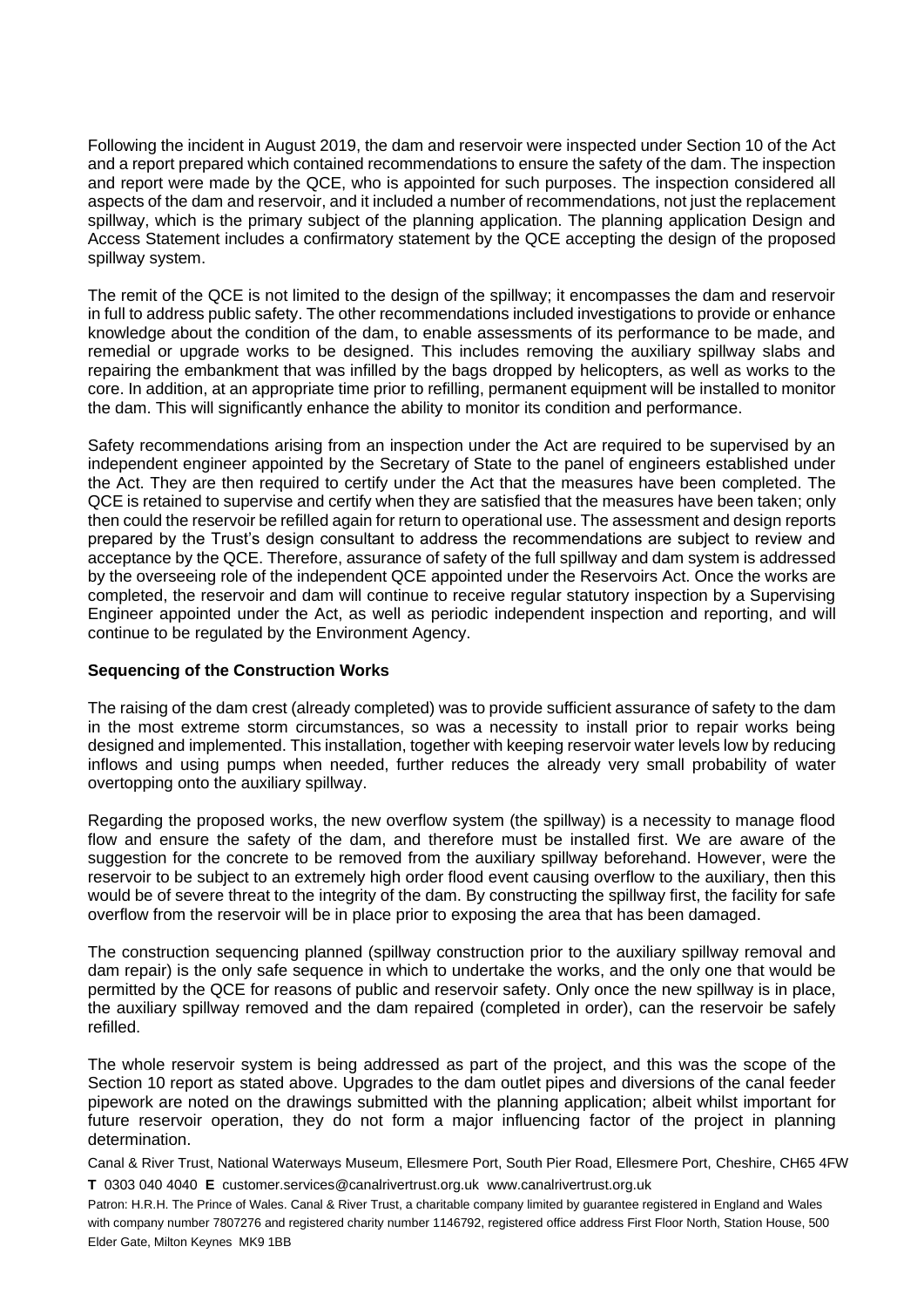Following the incident in August 2019, the dam and reservoir were inspected under Section 10 of the Act and a report prepared which contained recommendations to ensure the safety of the dam. The inspection and report were made by the QCE, who is appointed for such purposes. The inspection considered all aspects of the dam and reservoir, and it included a number of recommendations, not just the replacement spillway, which is the primary subject of the planning application. The planning application Design and Access Statement includes a confirmatory statement by the QCE accepting the design of the proposed spillway system.

The remit of the QCE is not limited to the design of the spillway; it encompasses the dam and reservoir in full to address public safety. The other recommendations included investigations to provide or enhance knowledge about the condition of the dam, to enable assessments of its performance to be made, and remedial or upgrade works to be designed. This includes removing the auxiliary spillway slabs and repairing the embankment that was infilled by the bags dropped by helicopters, as well as works to the core. In addition, at an appropriate time prior to refilling, permanent equipment will be installed to monitor the dam. This will significantly enhance the ability to monitor its condition and performance.

Safety recommendations arising from an inspection under the Act are required to be supervised by an independent engineer appointed by the Secretary of State to the panel of engineers established under the Act. They are then required to certify under the Act that the measures have been completed. The QCE is retained to supervise and certify when they are satisfied that the measures have been taken; only then could the reservoir be refilled again for return to operational use. The assessment and design reports prepared by the Trust's design consultant to address the recommendations are subject to review and acceptance by the QCE. Therefore, assurance of safety of the full spillway and dam system is addressed by the overseeing role of the independent QCE appointed under the Reservoirs Act. Once the works are completed, the reservoir and dam will continue to receive regular statutory inspection by a Supervising Engineer appointed under the Act, as well as periodic independent inspection and reporting, and will continue to be regulated by the Environment Agency.

**Sequencing of the Construction Works**

The raising of the dam crest (already completed) was to provide sufficient assurance of safety to the dam in the most extreme storm circumstances, so was a necessity to install prior to repair works being designed and implemented. This installation, together with keeping reservoir water levels low by reducing inflows and using pumps when needed, further reduces the already very small probability of water overtopping onto the auxiliary spillway.

Regarding the proposed works, the new overflow system (the spillway) is a necessity to manage flood flow and ensure the safety of the dam, and therefore must be installed first. We are aware of the suggestion for the concrete to be removed from the auxiliary spillway beforehand. However, were the reservoir to be subject to an extremely high order flood event causing overflow to the auxiliary, then this would be of severe threat to the integrity of the dam. By constructing the spillway first, the facility for safe overflow from the reservoir will be in place prior to exposing the area that has been damaged.

The construction sequencing planned (spillway construction prior to the auxiliary spillway removal and dam repair) is the only safe sequence in which to undertake the works, and the only one that would be permitted by the QCE for reasons of public and reservoir safety. Only once the new spillway is in place, the auxiliary spillway removed and the dam repaired (completed in order), can the reservoir be safely refilled.

The whole reservoir system is being addressed as part of the project, and this was the scope of the Section 10 report as stated above. Upgrades to the dam outlet pipes and diversions of the canal feeder pipework are noted on the drawings submitted with the planning application; albeit whilst important for future reservoir operation, they do not form a major influencing factor of the project in planning determination.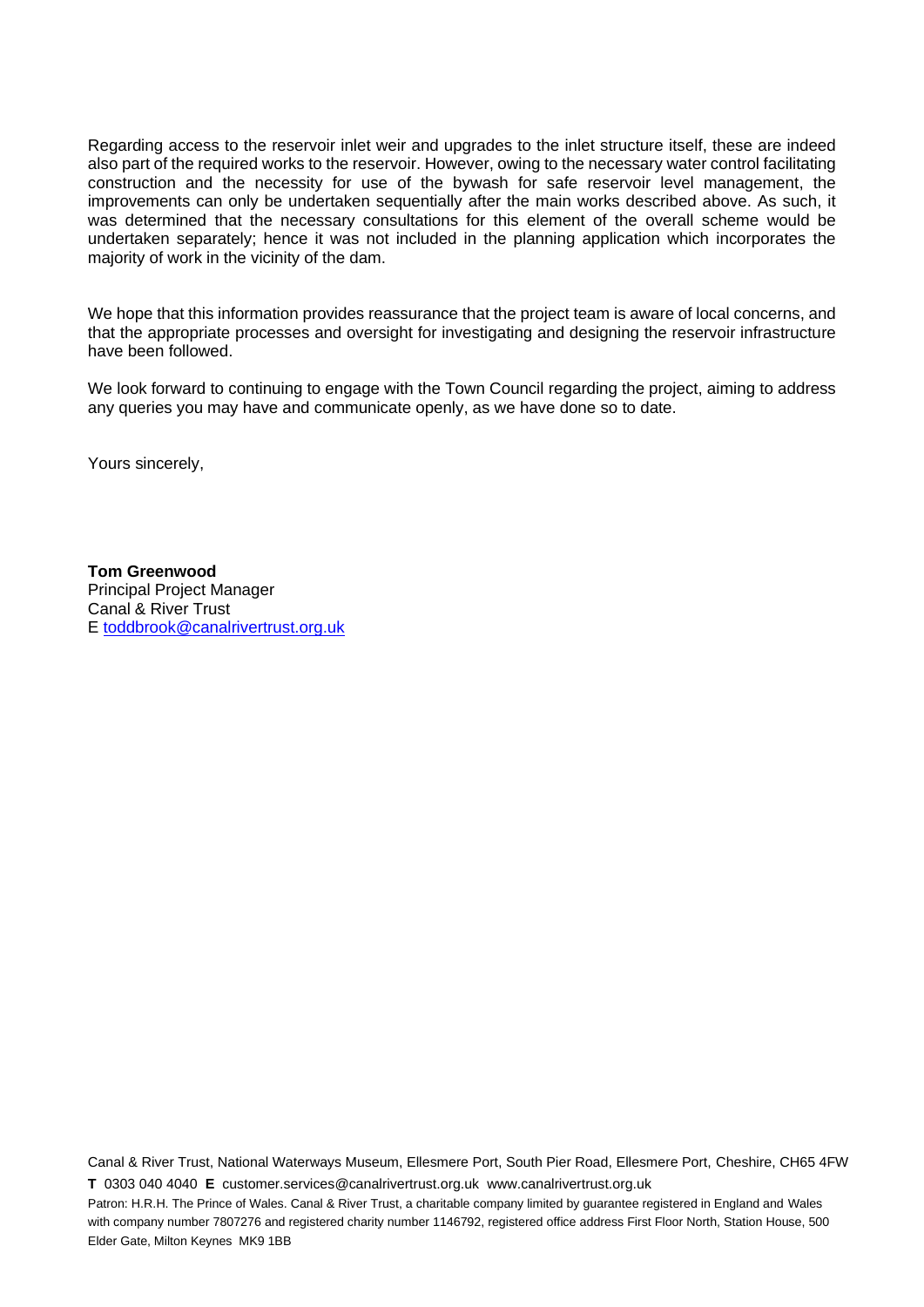Regarding access to the reservoir inlet weir and upgrades to the inlet structure itself, these are indeed also part of the required works to the reservoir. However, owing to the necessary water control facilitating construction and the necessity for use of the bywash for safe reservoir level management, the improvements can only be undertaken sequentially after the main works described above. As such, it was determined that the necessary consultations for this element of the overall scheme would be undertaken separately; hence it was not included in the planning application which incorporates the majority of work in the vicinity of the dam.

We hope that this information provides reassurance that the project team is aware of local concerns, and that the appropriate processes and oversight for investigating and designing the reservoir infrastructure have been followed.

We look forward to continuing to engage with the Town Council regarding the project, aiming to address any queries you may have and communicate openly, as we have done so to date.

Yours sincerely,

**Tom Greenwood**
Principal Project Manager
Canal & River Trust
E toddbrook@canalrivertrust.org.uk

Canal & River Trust, National Waterways Museum, Ellesmere Port, South Pier Road, Ellesmere Port, Cheshire, CH65 4FW
**T** 0303 040 4040 **E** customer.services@canalrivertrust.org.uk www.canalrivertrust.org.uk
Patron: H.R.H. The Prince of Wales. Canal & River Trust, a charitable company limited by guarantee registered in England and Wales with company number 7807276 and registered charity number 1146792, registered office address First Floor North, Station House, 500 Elder Gate, Milton Keynes MK9 1BB